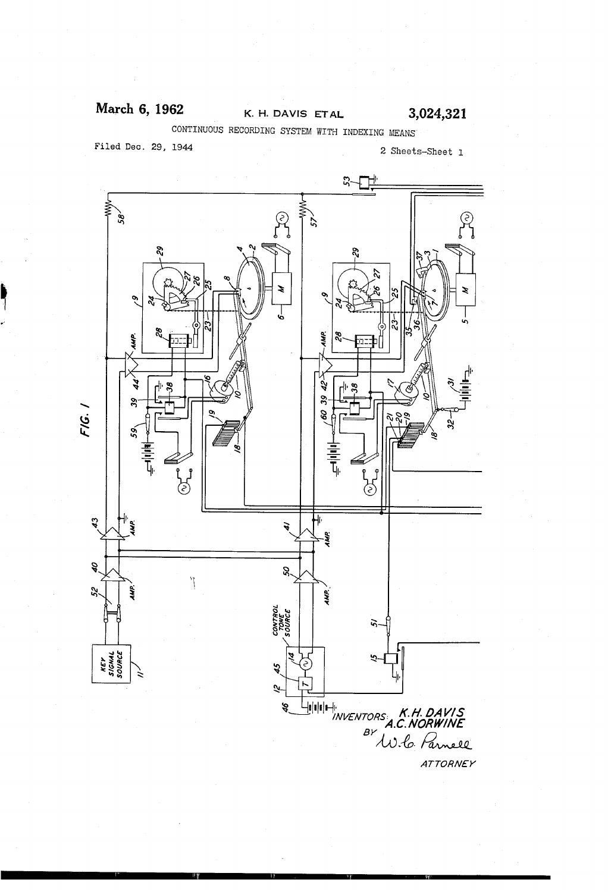March 6, 1962

K. H. DAVIS ET AL

3,024,321

CONTINUOUS RECORDING SYSTEM WITH INDEXING MEANS

Filed Dec. 29, 1944

2 Sheets-Sheet 1

FIG. 1

INVENTORS: K. H. DAVIS
A. C. NORWINE

BY W. C. Parnell

ATTORNEY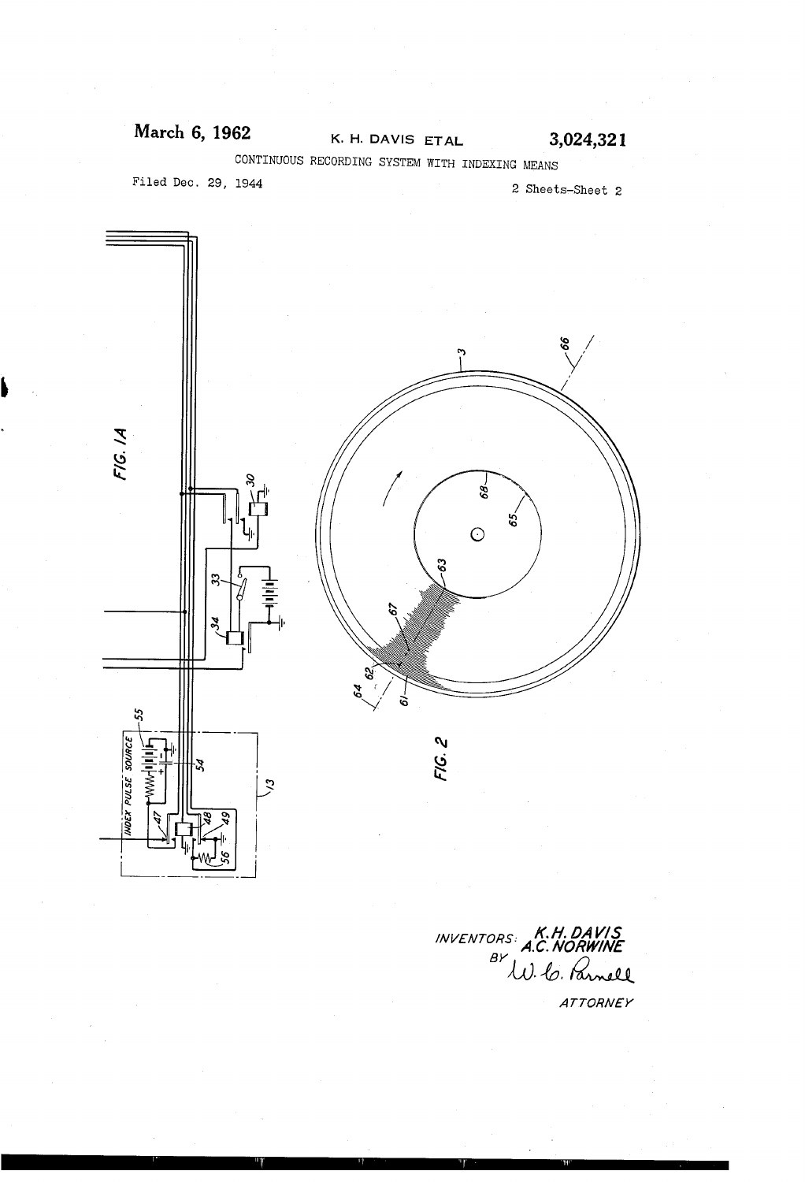March 6, 1962 K. H. DAVIS ET AL 3,024,321

CONTINUOUS RECORDING SYSTEM WITH INDEXING MEANS

Filed Dec. 29, 1944 2 Sheets-Sheet 2

FIG. 1A

INDEX PULSE SOURCE

FIG. 2

INVENTORS: K.H. DAVIS
A.C. NORWINE
BY W. C. Parnell

ATTORNEY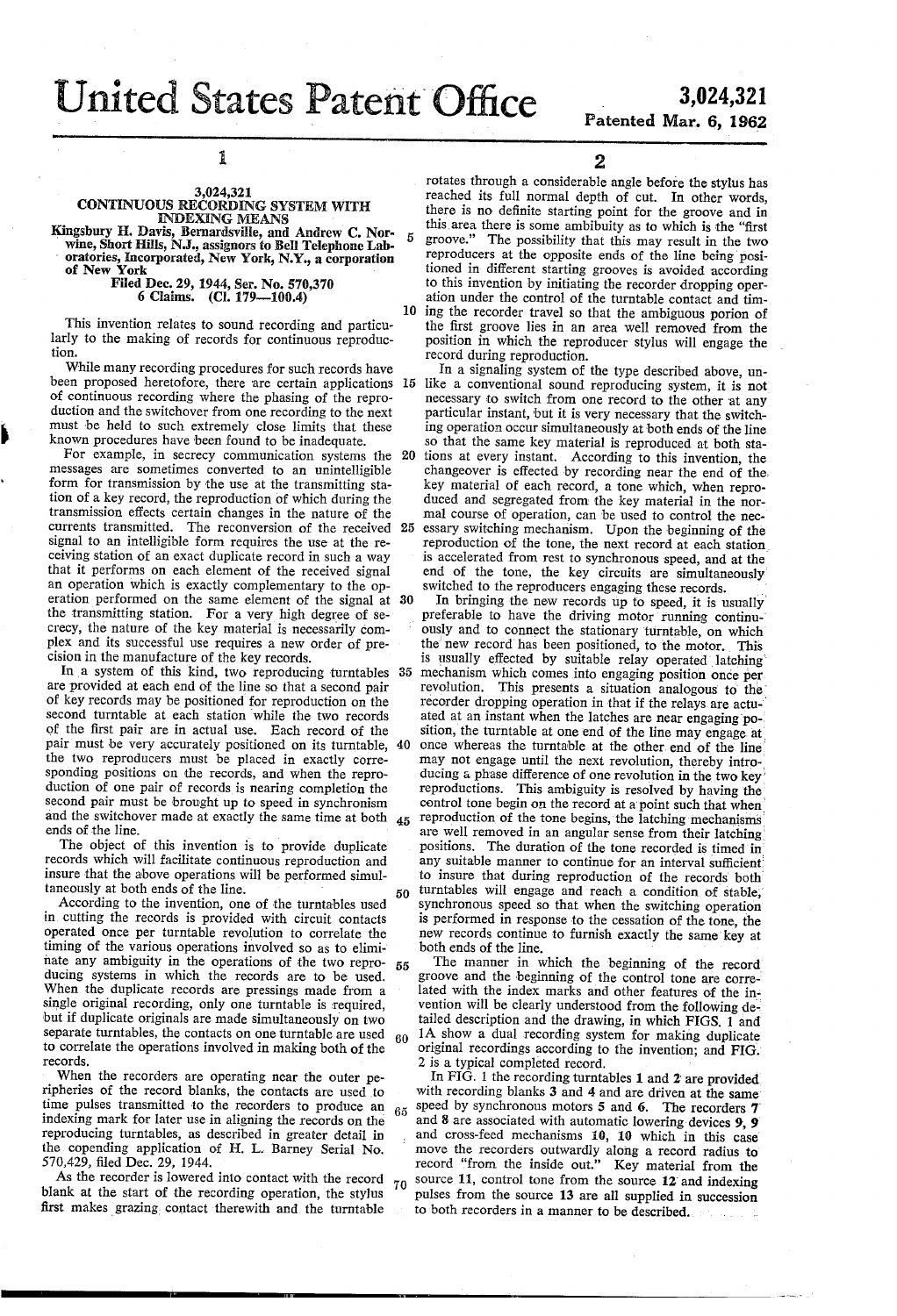# United States Patent Office

**3,024,321**
**Patented Mar. 6, 1962**

## 3,024,321
## CONTINUOUS RECORDING SYSTEM WITH INDEXING MEANS

Kingsbury H. Davis, Bernardsville, and Andrew C. Norwine, Short Hills, N.J., assignors to Bell Telephone Laboratories, Incorporated, New York, N.Y., a corporation of New York

Filed Dec. 29, 1944, Ser. No. 570,370
6 Claims. (Cl. 179—100.4)

This invention relates to sound recording and particularly to the making of records for continuous reproduction.

While many recording procedures for such records have been proposed heretofore, there are certain applications of continuous recording where the phasing of the reproduction and the switchover from one recording to the next must be held to such extremely close limits that these known procedures have been found to be inadequate.

For example, in secrecy communication systems the messages are sometimes converted to an unintelligible form for transmission by the use at the transmitting station of a key record, the reproduction of which during the transmission effects certain changes in the nature of the currents transmitted. The reconversion of the received signal to an intelligible form requires the use at the receiving station of an exact duplicate record in such a way that it performs on each element of the received signal an operation which is exactly complementary to the operation performed on the same element of the signal at the transmitting station. For a very high degree of secrecy, the nature of the key material is necessarily complex and its successful use requires a new order of precision in the manufacture of the key records.

In a system of this kind, two reproducing turntables are provided at each end of the line so that a second pair of key records may be positioned for reproduction on the second turntable at each station while the two records of the first pair are in actual use. Each record of the pair must be very accurately positioned on its turntable, the two reproducers must be placed in exactly corresponding positions on the records, and when the reproduction of one pair of records is nearing completion the second pair must be brought up to speed in synchronism and the switchover made at exactly the same time at both ends of the line.

The object of this invention is to provide duplicate records which will facilitate continuous reproduction and insure that the above operations will be performed simultaneously at both ends of the line.

According to the invention, one of the turntables used in cutting the records is provided with circuit contacts operated once per turntable revolution to correlate the timing of the various operations involved so as to eliminate any ambiguity in the operations of the two reproducing systems in which the records are to be used. When the duplicate records are pressings made from a single original recording, only one turntable is required, but if duplicate originals are made simultaneously on two separate turntables, the contacts on one turntable are used to correlate the operations involved in making both of the records.

When the recorders are operating near the outer peripheries of the record blanks, the contacts are used to time pulses transmitted to the recorders to produce an indexing mark for later use in aligning the records on the reproducing turntables, as described in greater detail in the copending application of H. L. Barney Serial No. 570,429, filed Dec. 29, 1944.

As the recorder is lowered into contact with the record blank at the start of the recording operation, the stylus first makes grazing contact therewith and the turntable rotates through a considerable angle before the stylus has reached its full normal depth of cut. In other words, there is no definite starting point for the groove and in this area there is some ambibuity as to which is the "first groove." The possibility that this may result in the two reproducers at the opposite ends of the line being positioned in different starting grooves is avoided according to this invention by initiating the recorder dropping operation under the control of the turntable contact and timing the recorder travel so that the ambiguous porion of the first groove lies in an area well removed from the position in which the reproducer stylus will engage the record during reproduction.

In a signaling system of the type described above, unlike a conventional sound reproducing system, it is not necessary to switch from one record to the other at any particular instant, but it is very necessary that the switching operation occur simultaneously at both ends of the line so that the same key material is reproduced at both stations at every instant. According to this invention, the changeover is effected by recording near the end of the key material of each record, a tone which, when reproduced and segregated from the key material in the normal course of operation, can be used to control the necessary switching mechanism. Upon the beginning of the reproduction of the tone, the next record at each station is accelerated from rest to synchronous speed, and at the end of the tone, the key circuits are simultaneously switched to the reproducers engaging these records.

In bringing the new records up to speed, it is usually preferable to have the driving motor running continuously and to connect the stationary turntable, on which the new record has been positioned, to the motor. This is usually effected by suitable relay operated latching mechanism which comes into engaging position once per revolution. This presents a situation analogous to the recorder dropping operation in that if the relays are actuated at an instant when the latches are near engaging position, the turntable at one end of the line may engage at once whereas the turntable at the other end of the line may not engage until the next revolution, thereby introducing a phase difference of one revolution in the two key reproductions. This ambiguity is resolved by having the control tone begin on the record at a point such that when reproduction of the tone begins, the latching mechanisms are well removed in an angular sense from their latching positions. The duration of the tone recorded is timed in any suitable manner to continue for an interval sufficient to insure that during reproduction of the records both turntables will engage and reach a condition of stable, synchronous speed so that when the switching operation is performed in response to the cessation of the tone, the new records continue to furnish exactly the same key at both ends of the line.

The manner in which the beginning of the record groove and the beginning of the control tone are correlated with the index marks and other features of the invention will be clearly understood from the following detailed description and the drawing, in which FIGS. 1 and 1A show a dual recording system for making duplicate original recordings according to the invention; and FIG. 2 is a typical completed record.

In FIG. 1 the recording turntables 1 and 2 are provided with recording blanks 3 and 4 and are driven at the same speed by synchronous motors 5 and 6. The recorders 7 and 8 are associated with automatic lowering devices 9, 9 and cross-feed mechanisms 10, 10 which in this case move the recorders outwardly along a record radius to record "from the inside out." Key material from the source 11, control tone from the source 12 and indexing pulses from the source 13 are all supplied in succession to both recorders in a manner to be described.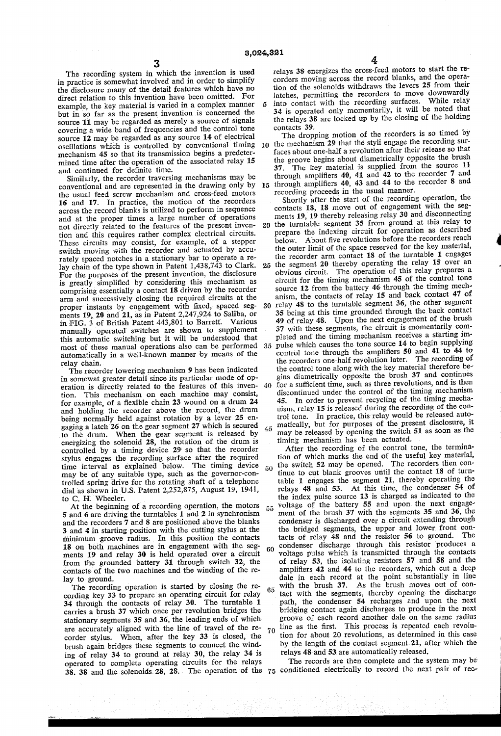The recording system in which the invention is used in practice is somewhat involved and in order to simplify the disclosure many of the detail features which have no direct relation to this invention have been omitted. For example, the key material is varied in a complex manner but in so far as the present invention is concerned the source 11 may be regarded as merely a source of signals covering a wide band of frequencies and the control tone source 12 may be regarded as any source 14 of electrical oscillations which is controlled by conventional timing mechanism 45 so that its transmission begins a predetermined time after the operation of the associated relay 15 and continued for definite time.

Similarly, the recorder traversing mechanisms may be conventional and are represented in the drawing only by the usual feed screw mechanism and cross-feed motors 16 and 17. In practice, the motion of the recorders across the record blanks is utilized to perform in sequence and at the proper times a large number of operations not directly related to the features of the present invention and this requires rather complex electrical circuits. These circuits may consist, for example, of a stepper switch moving with the recorder and actuated by accurately spaced notches in a stationary bar to operate a relay chain of the type shown in Patent 1,438,743 to Clark. For the purposes of the present invention, the disclosure is greatly simplified by considering this mechanism as comprising essentially a contact 18 driven by the recorder arm and successively closing the required circuits at the proper instants by engagement with fixed, spaced segments 19, 20 and 21, as in Patent 2,247,924 to Saliba, or in FIG. 3 of British Patent 443,801 to Barrett. Various manually operated switches are shown to supplement this automatic switching but it will be understood that most of these manual operations also can be performed automatically in a well-known manner by means of the relay chain.

The recorder lowering mechanism 9 has been indicated in somewat greater detail since its particular mode of operation is directly related to the features of this invention. This mechanism on each machine may consist, for example, of a flexible chain 23 wound on a drum 24 and holding the recorder above the record, the drum being normally held against rotation by a lever 25 engaging a latch 26 on the gear segment 27 which is secured to the drum. When the gear segment is released by energizing the solenoid 28, the rotation of the drum is controlled by a timing device 29 so that the recorder stylus engages the recording surface after the required time interval as explained below. The timing device may be of any suitable type, such as the governor-controlled spring drive for the rotating shaft of a telephone dial as shown in U.S. Patent 2,252,875, August 19, 1941, to C. H. Wheeler.

At the beginning of a recording operation, the motors 5 and 6 are driving the turntables 1 and 2 in synchronism and the recorders 7 and 8 are positioned above the blanks 3 and 4 in starting position with the cutting stylus at the minimum groove radius. In this position the contacts 18 on both machines are in engagement with the segments 19 and relay 30 is held operated over a circuit from the grounded battery 31 through switch 32, the contacts of the two machines and the winding of the relay to ground.

The recording operation is started by closing the recording key 33 to prepare an operating circuit for relay 34 through the contacts of relay 30. The turntable 1 carries a brush 37 which once per revolution bridges the stationary segments 35 and 36, the leading ends of which are accurately aligned with the line of travel of the recorder stylus. When, after the key 33 is closed, the brush again bridges these segments to connect the winding of relay 34 to ground at relay 30, the relay 34 is operated to complete operating circuits for the relays 38, 38 and the solenoids 28, 28. The operation of the relays 38 energizes the cross-feed motors to start the recorders moving across the record blanks, and the operation of the solenoids withdraws the levers 25 from their latches, permitting the recorders to move downwardly into contact with the recording surfaces. While relay 34 is operated only momentarily, it will be noted that the relays 38 are locked up by the closing of the holding contacts 39.

The dropping motion of the recorders is so timed by the mechanism 29 that the styli engage the recording surfaces about one-half a revolution after their release so that the groove begins about diametrically opposite the brush 37. The key material is supplied from the source 11 through amplifiers 40, 41 and 42 to the recorder 7 and through amplifiers 40, 43 and 44 to the recorder 8 and recording proceeds in the usual manner.

Shortly after the start of the recording operation, the contacts 18, 18 move out of engagement with the segments 19, 19 thereby releasing relay 30 and disconnecting the turntable segment 35 from ground at this relay to prepare the indexing circuit for operation as described below. About five revolutions before the recorders reach the outer limit of the space reserved for the key material, the recorder arm contact 18 of the turntable 1 engages the segment 20 thereby operating the relay 15 over an obvious circuit. The operation of this relay prepares a circuit for the timing mechanism 45 of the control tone source 12 from the battery 46 through the timing mechanism, the contacts of relay 15 and back contact 47 of relay 48 to the turntable segment 36, the other segment 35 being at this time grounded through the back contact 49 of relay 48. Upon the next engagement of the brush 37 with these segments, the circuit is momentarily completed and the timing mechanism receives a starting impulse which causes the tone source 14 to begin supplying control tone through the amplifiers 50 and 41 to 44 to the recorders one-half revolution later. The recording of the control tone along with the key material therefore begins diametrically opposite the brush 37 and continues for a sufficient time, such as three revolutions, and is then discontinued under the control of the timing mechanism 45. In order to prevent recycling of the timing mechanism, relay 15 is released during the recording of the control tone. In practice, this relay would be released automatically, but for purposes of the present disclosure, it may be released by opening the switch 51 as soon as the timing mechanism has been actuated.

After the recording of the control tone, the termination of which marks the end of the useful key material, the switch 52 may be opened. The recorders then continue to cut blank grooves until the contact 18 of turntable 1 engages the segment 21, thereby operating the relays 48 and 53. At this time, the condenser 54 of the index pulse source 13 is charged as indicated to the voltage of the battery 55 and upon the next engagement of the brush 37 with the segments 35 and 36, the condenser is discharged over a circuit extending through the bridged segments, the upper and lower front contacts of relay 48 and the resistor 56 to ground. The condenser discharge through this resistor produces a voltage pulse which is transmitted through the contacts of relay 53, the isolating resistors 57 and 58 and the amplifiers 42 and 44 to the recorders, which cut a deep dale in each record at the point substantially in line with the brush 37. As the brush moves out of contact with the segments, thereby opening the discharge path, the condenser 54 recharges and upon the next bridging contact again discharges to produce in the next groove of each record another dale on the same radius line as the first. This process is repeated each revolution for about 20 revolutions, as determined in this case by the length of the contact segment 21, after which the relays 48 and 53 are automatically released.

The records are then complete and the system may be conditioned electrically to record the next pair of rec-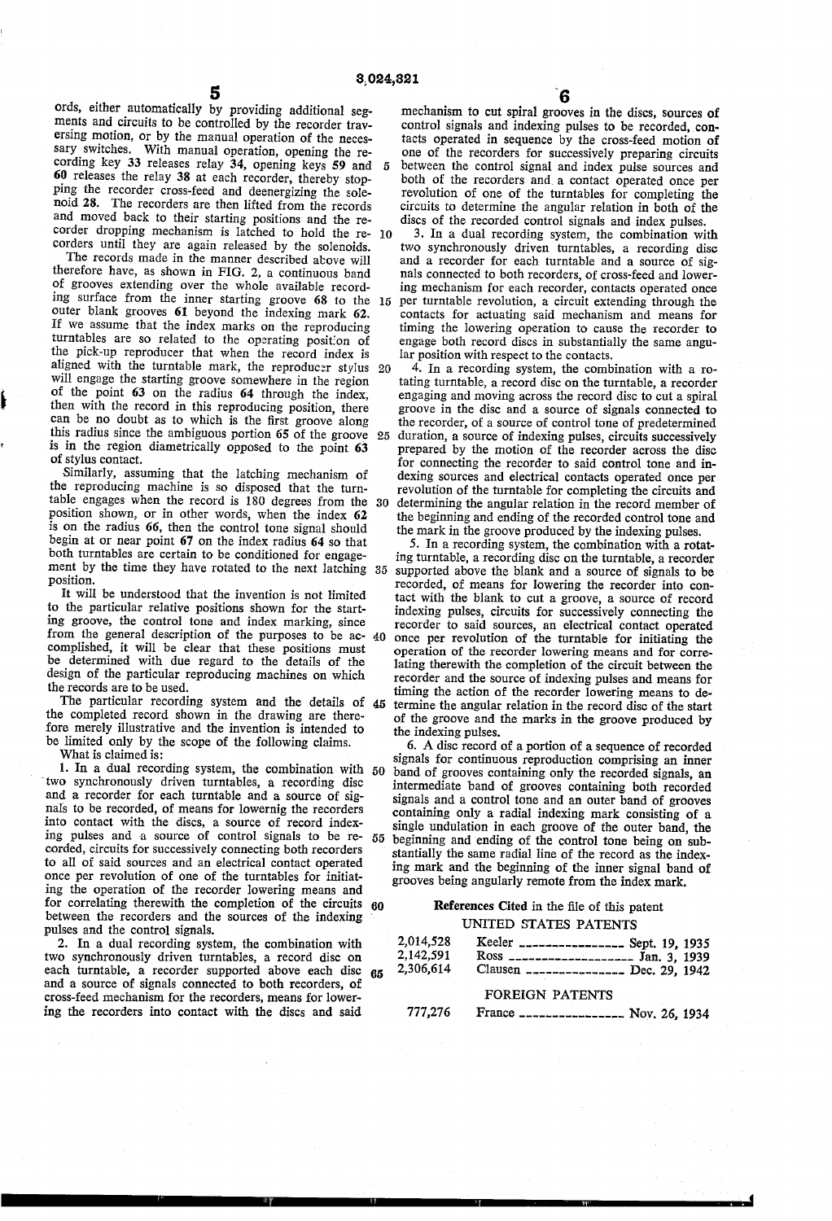ords, either automatically by providing additional segments and circuits to be controlled by the recorder traversing motion, or by the manual operation of the necessary switches. With manual operation, opening the recording key 33 releases relay 34, opening keys 59 and 60 releases the relay 38 at each recorder, thereby stopping the recorder cross-feed and deenergizing the solenoid 28. The recorders are then lifted from the records and moved back to their starting positions and the recorder dropping mechanism is latched to hold the recorders until they are again released by the solenoids.

The records made in the manner described above will therefore have, as shown in FIG. 2, a continuous band of grooves extending over the whole available recording surface from the inner starting groove 68 to the outer blank grooves 61 beyond the indexing mark 62. If we assume that the index marks on the reproducing turntables are so related to the operating position of the pick-up reproducer that when the record index is aligned with the turntable mark, the reproducer stylus will engage the starting groove somewhere in the region of the point 63 on the radius 64 through the index, then with the record in this reproducing position, there can be no doubt as to which is the first groove along this radius since the ambiguous portion 65 of the groove is in the region diametrically opposed to the point 63 of stylus contact.

Similarly, assuming that the latching mechanism of the reproducing machine is so disposed that the turntable engages when the record is 180 degrees from the position shown, or in other words, when the index 62 is on the radius 66, then the control tone signal should begin at or near point 67 on the index radius 64 so that both turntables are certain to be conditioned for engagement by the time they have rotated to the next latching position.

It will be understood that the invention is not limited to the particular relative positions shown for the starting groove, the control tone and index marking, since from the general description of the purposes to be accomplished, it will be clear that these positions must be determined with due regard to the details of the design of the particular reproducing machines on which the records are to be used.

The particular recording system and the details of the completed record shown in the drawing are therefore merely illustrative and the invention is intended to be limited only by the scope of the following claims.

What is claimed is:

1. In a dual recording system, the combination with two synchronously driven turntables, a recording disc and a recorder for each turntable and a source of signals to be recorded, of means for lowernig the recorders into contact with the discs, a source of record indexing pulses and a source of control signals to be recorded, circuits for successively connecting both recorders to all of said sources and an electrical contact operated once per revolution of one of the turntables for initiating the operation of the recorder lowering means and for correlating therewith the completion of the circuits between the recorders and the sources of the indexing pulses and the control signals.

2. In a dual recording system, the combination with two synchronously driven turntables, a record disc on each turntable, a recorder supported above each disc and a source of signals connected to both recorders, of cross-feed mechanism for the recorders, means for lowering the recorders into contact with the discs and said mechanism to cut spiral grooves in the discs, sources of control signals and indexing pulses to be recorded, contacts operated in sequence by the cross-feed motion of one of the recorders for successively preparing circuits between the control signal and index pulse sources and both of the recorders and a contact operated once per revolution of one of the turntables for completing the circuits to determine the angular relation in both of the discs of the recorded control signals and index pulses.

3. In a dual recording system, the combination with two synchronously driven turntables, a recording disc and a recorder for each turntable and a source of signals connected to both recorders, of cross-feed and lowering mechanism for each recorder, contacts operated once per turntable revolution, a circuit extending through the contacts for actuating said mechanism and means for timing the lowering operation to cause the recorder to engage both record discs in substantially the same angular position with respect to the contacts.

4. In a recording system, the combination with a rotating turntable, a record disc on the turntable, a recorder engaging and moving across the record disc to cut a spiral groove in the disc and a source of signals connected to the recorder, of a source of control tone of predetermined duration, a source of indexing pulses, circuits successively prepared by the motion of the recorder across the disc for connecting the recorder to said control tone and indexing sources and electrical contacts operated once per revolution of the turntable for completing the circuits and determining the angular relation in the record member of the beginning and ending of the recorded control tone and the mark in the groove produced by the indexing pulses.

5. In a recording system, the combination with a rotating turntable, a recording disc on the turntable, a recorder supported above the blank and a source of signals to be recorded, of means for lowering the recorder into contact with the blank to cut a groove, a source of record indexing pulses, circuits for successively connecting the recorder to said sources, an electrical contact operated once per revolution of the turntable for initiating the operation of the recorder lowering means and for correlating therewith the completion of the circuit between the recorder and the source of indexing pulses and means for timing the action of the recorder lowering means to determine the angular relation in the record disc of the start of the groove and the marks in the groove produced by the indexing pulses.

6. A disc record of a portion of a sequence of recorded signals for continuous reproduction comprising an inner band of grooves containing only the recorded signals, an intermediate band of grooves containing both recorded signals and a control tone and an outer band of grooves containing only a radial indexing mark consisting of a single undulation in each groove of the outer band, the beginning and ending of the control tone being on substantially the same radial line of the record as the indexing mark and the beginning of the inner signal band of grooves being angularly remote from the index mark.

**References Cited** in the file of this patent

UNITED STATES PATENTS

| | | |
|---|---|---|
| 2,014,528 | Keeler | Sept. 19, 1935 |
| 2,142,591 | Ross | Jan. 3, 1939 |
| 2,306,614 | Clausen | Dec. 29, 1942 |

FOREIGN PATENTS

| | | |
|---|---|---|
| 777,276 | France | Nov. 26, 1934 |